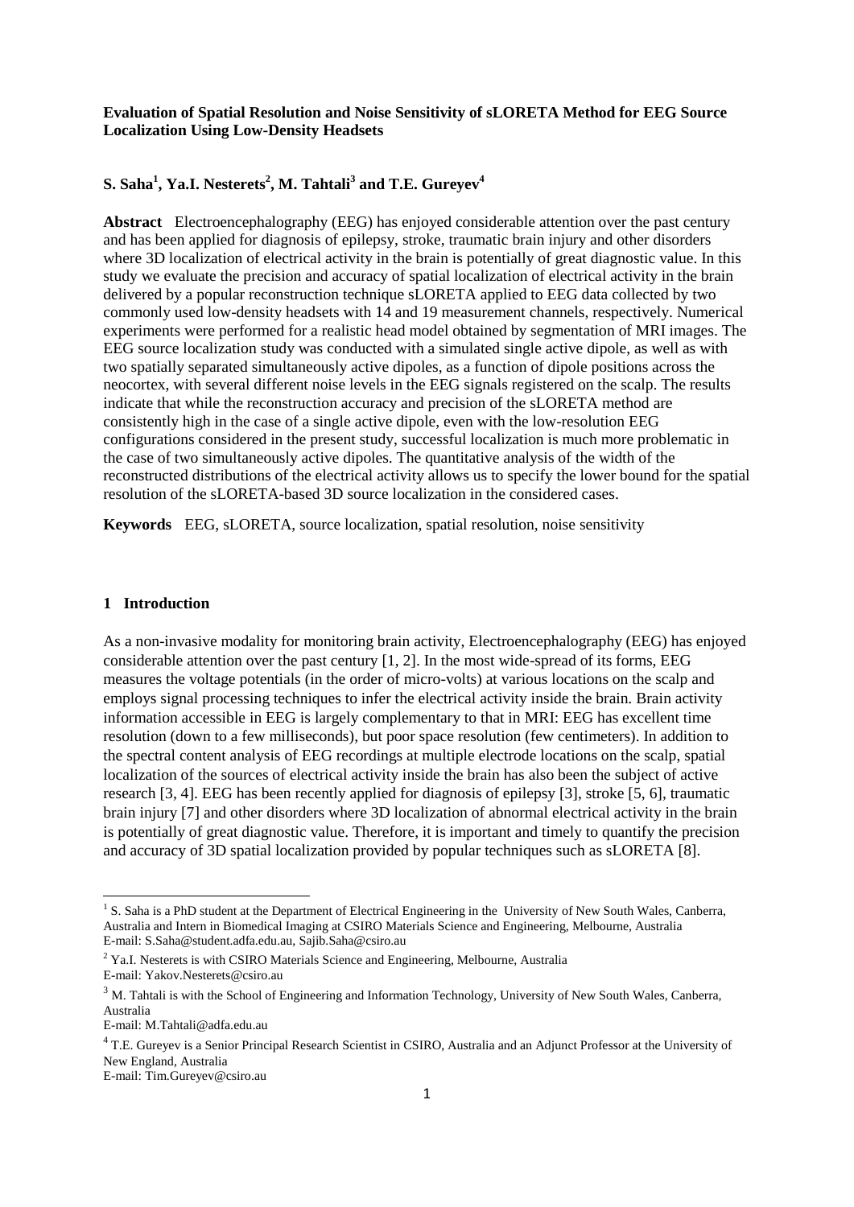**Evaluation of Spatial Resolution and Noise Sensitivity of sLORETA Method for EEG Source Localization Using Low-Density Headsets**

**S. Saha[1], Ya.I. Nesterets[2], M. Tahtali[3] and T.E. Gureyev[4]**

**Abstract** Electroencephalography (EEG) has enjoyed considerable attention over the past century and has been applied for diagnosis of epilepsy, stroke, traumatic brain injury and other disorders where 3D localization of electrical activity in the brain is potentially of great diagnostic value. In this study we evaluate the precision and accuracy of spatial localization of electrical activity in the brain delivered by a popular reconstruction technique sLORETA applied to EEG data collected by two commonly used low-density headsets with 14 and 19 measurement channels, respectively. Numerical experiments were performed for a realistic head model obtained by segmentation of MRI images. The EEG source localization study was conducted with a simulated single active dipole, as well as with two spatially separated simultaneously active dipoles, as a function of dipole positions across the neocortex, with several different noise levels in the EEG signals registered on the scalp. The results indicate that while the reconstruction accuracy and precision of the sLORETA method are consistently high in the case of a single active dipole, even with the low-resolution EEG configurations considered in the present study, successful localization is much more problematic in the case of two simultaneously active dipoles. The quantitative analysis of the width of the reconstructed distributions of the electrical activity allows us to specify the lower bound for the spatial resolution of the sLORETA-based 3D source localization in the considered cases.

**Keywords** EEG, sLORETA, source localization, spatial resolution, noise sensitivity

## 1 Introduction

As a non-invasive modality for monitoring brain activity, Electroencephalography (EEG) has enjoyed considerable attention over the past century [1, 2]. In the most wide-spread of its forms, EEG measures the voltage potentials (in the order of micro-volts) at various locations on the scalp and employs signal processing techniques to infer the electrical activity inside the brain. Brain activity information accessible in EEG is largely complementary to that in MRI: EEG has excellent time resolution (down to a few milliseconds), but poor space resolution (few centimeters). In addition to the spectral content analysis of EEG recordings at multiple electrode locations on the scalp, spatial localization of the sources of electrical activity inside the brain has also been the subject of active research [3, 4]. EEG has been recently applied for diagnosis of epilepsy [3], stroke [5, 6], traumatic brain injury [7] and other disorders where 3D localization of abnormal electrical activity in the brain is potentially of great diagnostic value. Therefore, it is important and timely to quantify the precision and accuracy of 3D spatial localization provided by popular techniques such as sLORETA [8].

---

[1] S. Saha is a PhD student at the Department of Electrical Engineering in the University of New South Wales, Canberra, Australia and Intern in Biomedical Imaging at CSIRO Materials Science and Engineering, Melbourne, Australia
E-mail: S.Saha@student.adfa.edu.au, Sajib.Saha@csiro.au

[2] Ya.I. Nesterets is with CSIRO Materials Science and Engineering, Melbourne, Australia
E-mail: Yakov.Nesterets@csiro.au

[3] M. Tahtali is with the School of Engineering and Information Technology, University of New South Wales, Canberra, Australia
E-mail: M.Tahtali@adfa.edu.au

[4] T.E. Gureyev is a Senior Principal Research Scientist in CSIRO, Australia and an Adjunct Professor at the University of New England, Australia
E-mail: Tim.Gureyev@csiro.au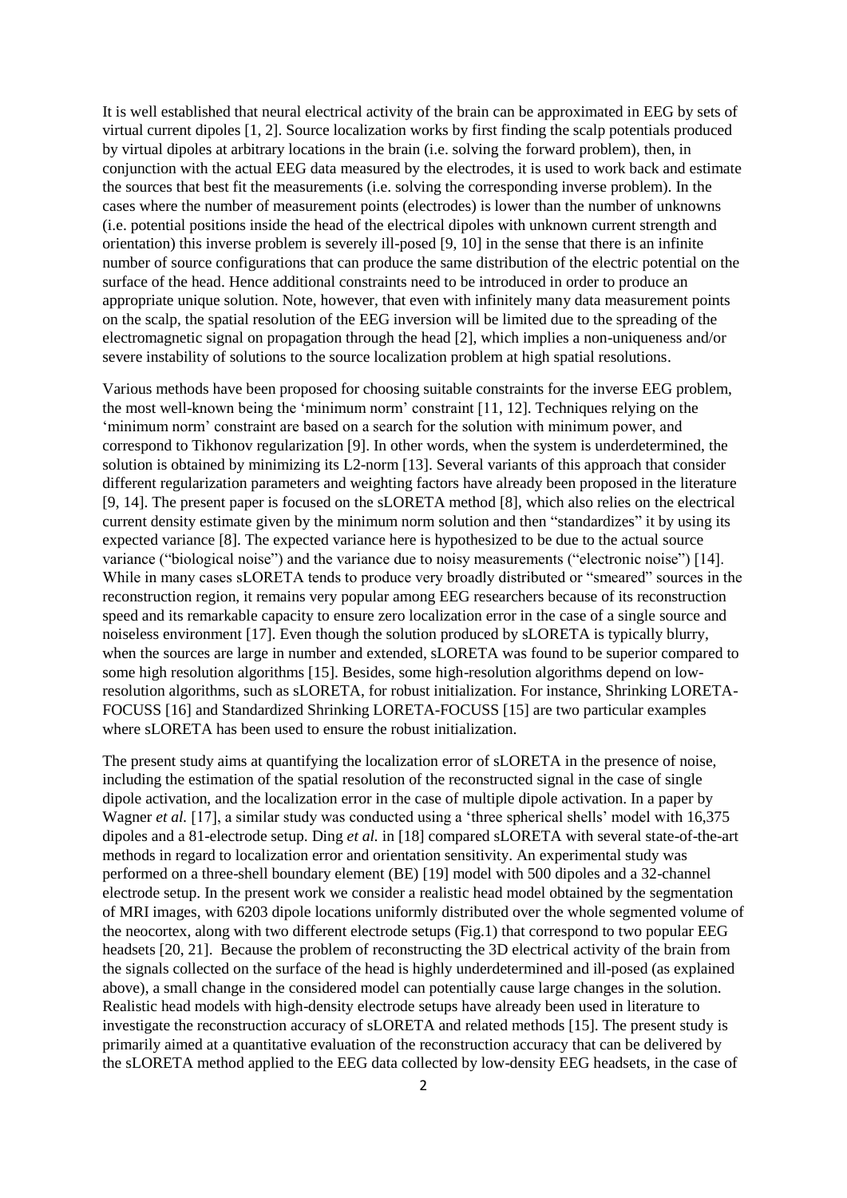It is well established that neural electrical activity of the brain can be approximated in EEG by sets of virtual current dipoles [1, 2]. Source localization works by first finding the scalp potentials produced by virtual dipoles at arbitrary locations in the brain (i.e. solving the forward problem), then, in conjunction with the actual EEG data measured by the electrodes, it is used to work back and estimate the sources that best fit the measurements (i.e. solving the corresponding inverse problem). In the cases where the number of measurement points (electrodes) is lower than the number of unknowns (i.e. potential positions inside the head of the electrical dipoles with unknown current strength and orientation) this inverse problem is severely ill-posed [9, 10] in the sense that there is an infinite number of source configurations that can produce the same distribution of the electric potential on the surface of the head. Hence additional constraints need to be introduced in order to produce an appropriate unique solution. Note, however, that even with infinitely many data measurement points on the scalp, the spatial resolution of the EEG inversion will be limited due to the spreading of the electromagnetic signal on propagation through the head [2], which implies a non-uniqueness and/or severe instability of solutions to the source localization problem at high spatial resolutions.

Various methods have been proposed for choosing suitable constraints for the inverse EEG problem, the most well-known being the 'minimum norm' constraint [11, 12]. Techniques relying on the 'minimum norm' constraint are based on a search for the solution with minimum power, and correspond to Tikhonov regularization [9]. In other words, when the system is underdetermined, the solution is obtained by minimizing its L2-norm [13]. Several variants of this approach that consider different regularization parameters and weighting factors have already been proposed in the literature [9, 14]. The present paper is focused on the sLORETA method [8], which also relies on the electrical current density estimate given by the minimum norm solution and then "standardizes" it by using its expected variance [8]. The expected variance here is hypothesized to be due to the actual source variance ("biological noise") and the variance due to noisy measurements ("electronic noise") [14]. While in many cases sLORETA tends to produce very broadly distributed or "smeared" sources in the reconstruction region, it remains very popular among EEG researchers because of its reconstruction speed and its remarkable capacity to ensure zero localization error in the case of a single source and noiseless environment [17]. Even though the solution produced by sLORETA is typically blurry, when the sources are large in number and extended, sLORETA was found to be superior compared to some high resolution algorithms [15]. Besides, some high-resolution algorithms depend on low-resolution algorithms, such as sLORETA, for robust initialization. For instance, Shrinking LORETA-FOCUSS [16] and Standardized Shrinking LORETA-FOCUSS [15] are two particular examples where sLORETA has been used to ensure the robust initialization.

The present study aims at quantifying the localization error of sLORETA in the presence of noise, including the estimation of the spatial resolution of the reconstructed signal in the case of single dipole activation, and the localization error in the case of multiple dipole activation. In a paper by Wagner *et al.* [17], a similar study was conducted using a 'three spherical shells' model with 16,375 dipoles and a 81-electrode setup. Ding *et al.* in [18] compared sLORETA with several state-of-the-art methods in regard to localization error and orientation sensitivity. An experimental study was performed on a three-shell boundary element (BE) [19] model with 500 dipoles and a 32-channel electrode setup. In the present work we consider a realistic head model obtained by the segmentation of MRI images, with 6203 dipole locations uniformly distributed over the whole segmented volume of the neocortex, along with two different electrode setups (Fig.1) that correspond to two popular EEG headsets [20, 21]. Because the problem of reconstructing the 3D electrical activity of the brain from the signals collected on the surface of the head is highly underdetermined and ill-posed (as explained above), a small change in the considered model can potentially cause large changes in the solution. Realistic head models with high-density electrode setups have already been used in literature to investigate the reconstruction accuracy of sLORETA and related methods [15]. The present study is primarily aimed at a quantitative evaluation of the reconstruction accuracy that can be delivered by the sLORETA method applied to the EEG data collected by low-density EEG headsets, in the case of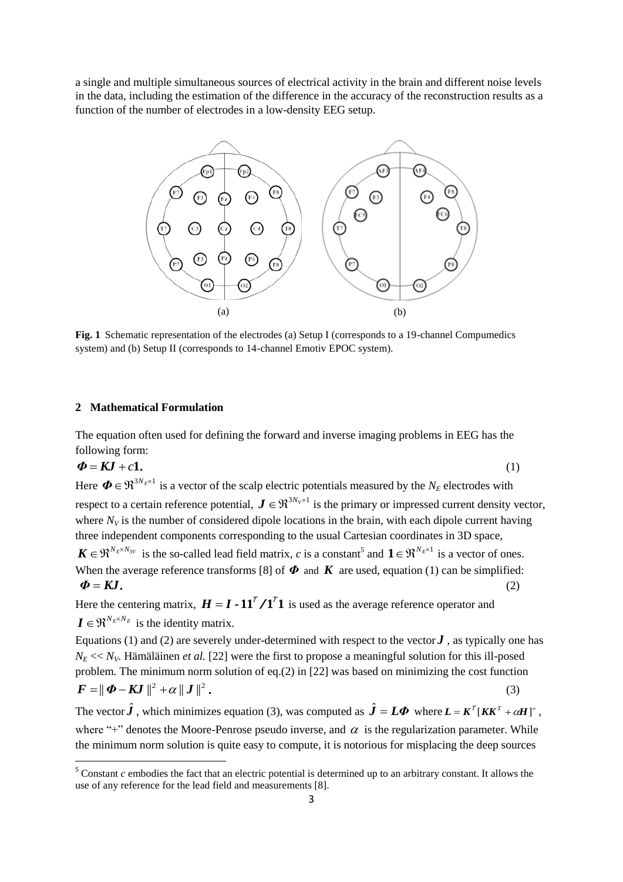a single and multiple simultaneous sources of electrical activity in the brain and different noise levels in the data, including the estimation of the difference in the accuracy of the reconstruction results as a function of the number of electrodes in a low-density EEG setup.

**Fig. 1** Schematic representation of the electrodes (a) Setup I (corresponds to a 19-channel Compumedics system) and (b) Setup II (corresponds to 14-channel Emotiv EPOC system).

## 2 Mathematical Formulation

The equation often used for defining the forward and inverse imaging problems in EEG has the following form:

$$\boldsymbol{\Phi} = \boldsymbol{KJ} + c\mathbf{1}. \tag{1}$$

Here $\boldsymbol{\Phi} \in \Re^{3N_E \times 1}$ is a vector of the scalp electric potentials measured by the $N_E$ electrodes with respect to a certain reference potential, $\boldsymbol{J} \in \Re^{3N_V \times 1}$ is the primary or impressed current density vector, where $N_V$ is the number of considered dipole locations in the brain, with each dipole current having three independent components corresponding to the usual Cartesian coordinates in 3D space, $\boldsymbol{K} \in \Re^{N_E \times N_{3V}}$ is the so-called lead field matrix, $c$ is a constant[5] and $\mathbf{1} \in \Re^{N_E \times 1}$ is a vector of ones. When the average reference transforms [8] of $\boldsymbol{\Phi}$ and $\boldsymbol{K}$ are used, equation (1) can be simplified:

$$\boldsymbol{\Phi} = \boldsymbol{KJ}. \tag{2}$$

Here the centering matrix, $\boldsymbol{H} = \boldsymbol{I} - \mathbf{1}\mathbf{1}^T / \mathbf{1}^T\mathbf{1}$ is used as the average reference operator and $\boldsymbol{I} \in \Re^{N_E \times N_E}$ is the identity matrix.

Equations (1) and (2) are severely under-determined with respect to the vector $\boldsymbol{J}$, as typically one has $N_E << N_V$. Hämäläinen *et al.* [22] were the first to propose a meaningful solution for this ill-posed problem. The minimum norm solution of eq.(2) in [22] was based on minimizing the cost function

$$\boldsymbol{F} = \| \boldsymbol{\Phi} - \boldsymbol{KJ} \|^2 + \alpha \| \boldsymbol{J} \|^2 . \tag{3}$$

The vector $\hat{\boldsymbol{J}}$, which minimizes equation (3), was computed as $\hat{\boldsymbol{J}} = \boldsymbol{L\Phi}$ where $\boldsymbol{L} = \boldsymbol{K}^T [\boldsymbol{KK}^T + \alpha \boldsymbol{H}]^+$, where "+" denotes the Moore-Penrose pseudo inverse, and $\alpha$ is the regularization parameter. While the minimum norm solution is quite easy to compute, it is notorious for misplacing the deep sources

[5] Constant $c$ embodies the fact that an electric potential is determined up to an arbitrary constant. It allows the use of any reference for the lead field and measurements [8].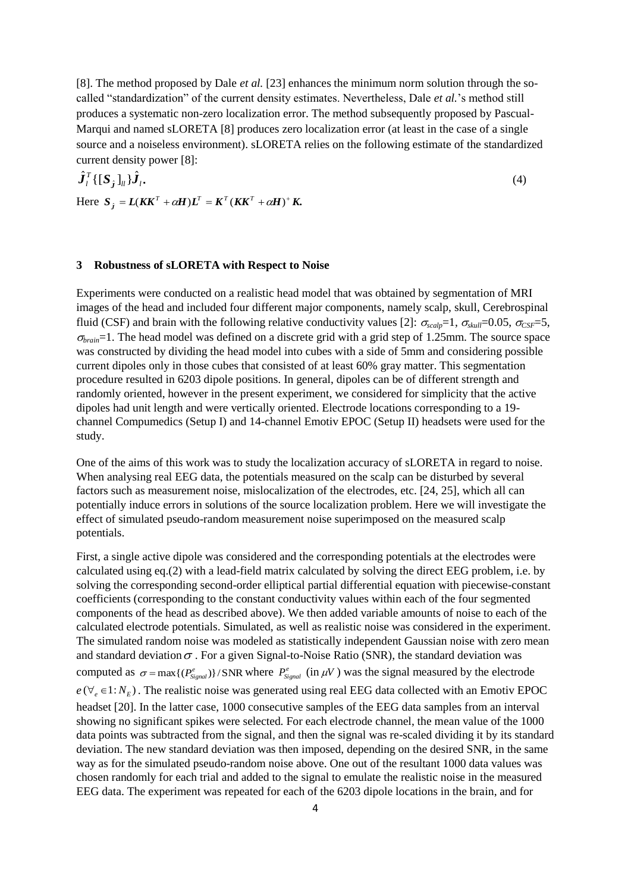[8]. The method proposed by Dale *et al.* [23] enhances the minimum norm solution through the so-called "standardization" of the current density estimates. Nevertheless, Dale *et al.*'s method still produces a systematic non-zero localization error. The method subsequently proposed by Pascual-Marqui and named sLORETA [8] produces zero localization error (at least in the case of a single source and a noiseless environment). sLORETA relies on the following estimate of the standardized current density power [8]:

$$\hat{\boldsymbol{J}}_l^T\{[\boldsymbol{S}_{\boldsymbol{j}}]_{ll}\}\hat{\boldsymbol{J}}_l. \tag{4}$$

Here $\boldsymbol{S}_{\boldsymbol{j}} = \boldsymbol{L}(\boldsymbol{K}\boldsymbol{K}^T + \alpha\boldsymbol{H})\boldsymbol{L}^T = \boldsymbol{K}^T(\boldsymbol{K}\boldsymbol{K}^T + \alpha\boldsymbol{H})^+\boldsymbol{K}.$

## 3 Robustness of sLORETA with Respect to Noise

Experiments were conducted on a realistic head model that was obtained by segmentation of MRI images of the head and included four different major components, namely scalp, skull, Cerebrospinal fluid (CSF) and brain with the following relative conductivity values [2]: $\sigma_{scalp}$=1, $\sigma_{skull}$=0.05, $\sigma_{CSF}$=5, $\sigma_{brain}$=1. The head model was defined on a discrete grid with a grid step of 1.25mm. The source space was constructed by dividing the head model into cubes with a side of 5mm and considering possible current dipoles only in those cubes that consisted of at least 60% gray matter. This segmentation procedure resulted in 6203 dipole positions. In general, dipoles can be of different strength and randomly oriented, however in the present experiment, we considered for simplicity that the active dipoles had unit length and were vertically oriented. Electrode locations corresponding to a 19-channel Compumedics (Setup I) and 14-channel Emotiv EPOC (Setup II) headsets were used for the study.

One of the aims of this work was to study the localization accuracy of sLORETA in regard to noise. When analysing real EEG data, the potentials measured on the scalp can be disturbed by several factors such as measurement noise, mislocalization of the electrodes, etc. [24, 25], which all can potentially induce errors in solutions of the source localization problem. Here we will investigate the effect of simulated pseudo-random measurement noise superimposed on the measured scalp potentials.

First, a single active dipole was considered and the corresponding potentials at the electrodes were calculated using eq.(2) with a lead-field matrix calculated by solving the direct EEG problem, i.e. by solving the corresponding second-order elliptical partial differential equation with piecewise-constant coefficients (corresponding to the constant conductivity values within each of the four segmented components of the head as described above). We then added variable amounts of noise to each of the calculated electrode potentials. Simulated, as well as realistic noise was considered in the experiment. The simulated random noise was modeled as statistically independent Gaussian noise with zero mean and standard deviation $\sigma$. For a given Signal-to-Noise Ratio (SNR), the standard deviation was computed as $\sigma = \max\{(P^e_{Signal})\}/\text{SNR}$ where $P^e_{Signal}$ (in $\mu V$) was the signal measured by the electrode $e\,(\forall_e \in 1:N_E)$. The realistic noise was generated using real EEG data collected with an Emotiv EPOC headset [20]. In the latter case, 1000 consecutive samples of the EEG data samples from an interval showing no significant spikes were selected. For each electrode channel, the mean value of the 1000 data points was subtracted from the signal, and then the signal was re-scaled dividing it by its standard deviation. The new standard deviation was then imposed, depending on the desired SNR, in the same way as for the simulated pseudo-random noise above. One out of the resultant 1000 data values was chosen randomly for each trial and added to the signal to emulate the realistic noise in the measured EEG data. The experiment was repeated for each of the 6203 dipole locations in the brain, and for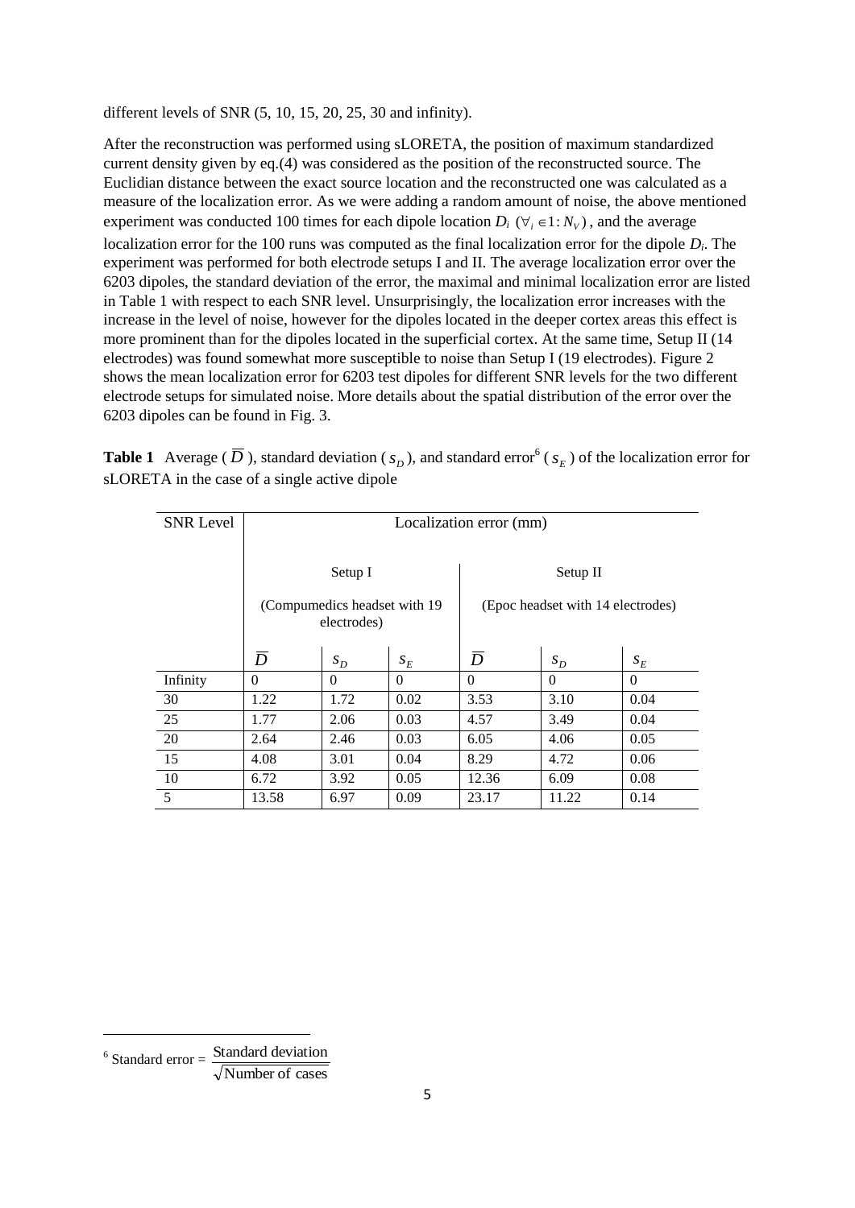different levels of SNR (5, 10, 15, 20, 25, 30 and infinity).

After the reconstruction was performed using sLORETA, the position of maximum standardized current density given by eq.(4) was considered as the position of the reconstructed source. The Euclidian distance between the exact source location and the reconstructed one was calculated as a measure of the localization error. As we were adding a random amount of noise, the above mentioned experiment was conducted 100 times for each dipole location $D_i$ $(\forall_i \in 1:N_V)$, and the average localization error for the 100 runs was computed as the final localization error for the dipole $D_i$. The experiment was performed for both electrode setups I and II. The average localization error over the 6203 dipoles, the standard deviation of the error, the maximal and minimal localization error are listed in Table 1 with respect to each SNR level. Unsurprisingly, the localization error increases with the increase in the level of noise, however for the dipoles located in the deeper cortex areas this effect is more prominent than for the dipoles located in the superficial cortex. At the same time, Setup II (14 electrodes) was found somewhat more susceptible to noise than Setup I (19 electrodes). Figure 2 shows the mean localization error for 6203 test dipoles for different SNR levels for the two different electrode setups for simulated noise. More details about the spatial distribution of the error over the 6203 dipoles can be found in Fig. 3.

**Table 1** Average ($\overline{D}$), standard deviation ($s_D$), and standard error[6] ($s_E$) of the localization error for sLORETA in the case of a single active dipole

| SNR Level | Localization error (mm) | | | | | |
|---|---|---|---|---|---|---|
| | Setup I (Compumedics headset with 19 electrodes) | | | Setup II (Epoc headset with 14 electrodes) | | |
| | $\overline{D}$ | $s_D$ | $s_E$ | $\overline{D}$ | $s_D$ | $s_E$ |
| Infinity | 0 | 0 | 0 | 0 | 0 | 0 |
| 30 | 1.22 | 1.72 | 0.02 | 3.53 | 3.10 | 0.04 |
| 25 | 1.77 | 2.06 | 0.03 | 4.57 | 3.49 | 0.04 |
| 20 | 2.64 | 2.46 | 0.03 | 6.05 | 4.06 | 0.05 |
| 15 | 4.08 | 3.01 | 0.04 | 8.29 | 4.72 | 0.06 |
| 10 | 6.72 | 3.92 | 0.05 | 12.36 | 6.09 | 0.08 |
| 5 | 13.58 | 6.97 | 0.09 | 23.17 | 11.22 | 0.14 |

[6] Standard error = $\dfrac{\text{Standard deviation}}{\sqrt{\text{Number of cases}}}$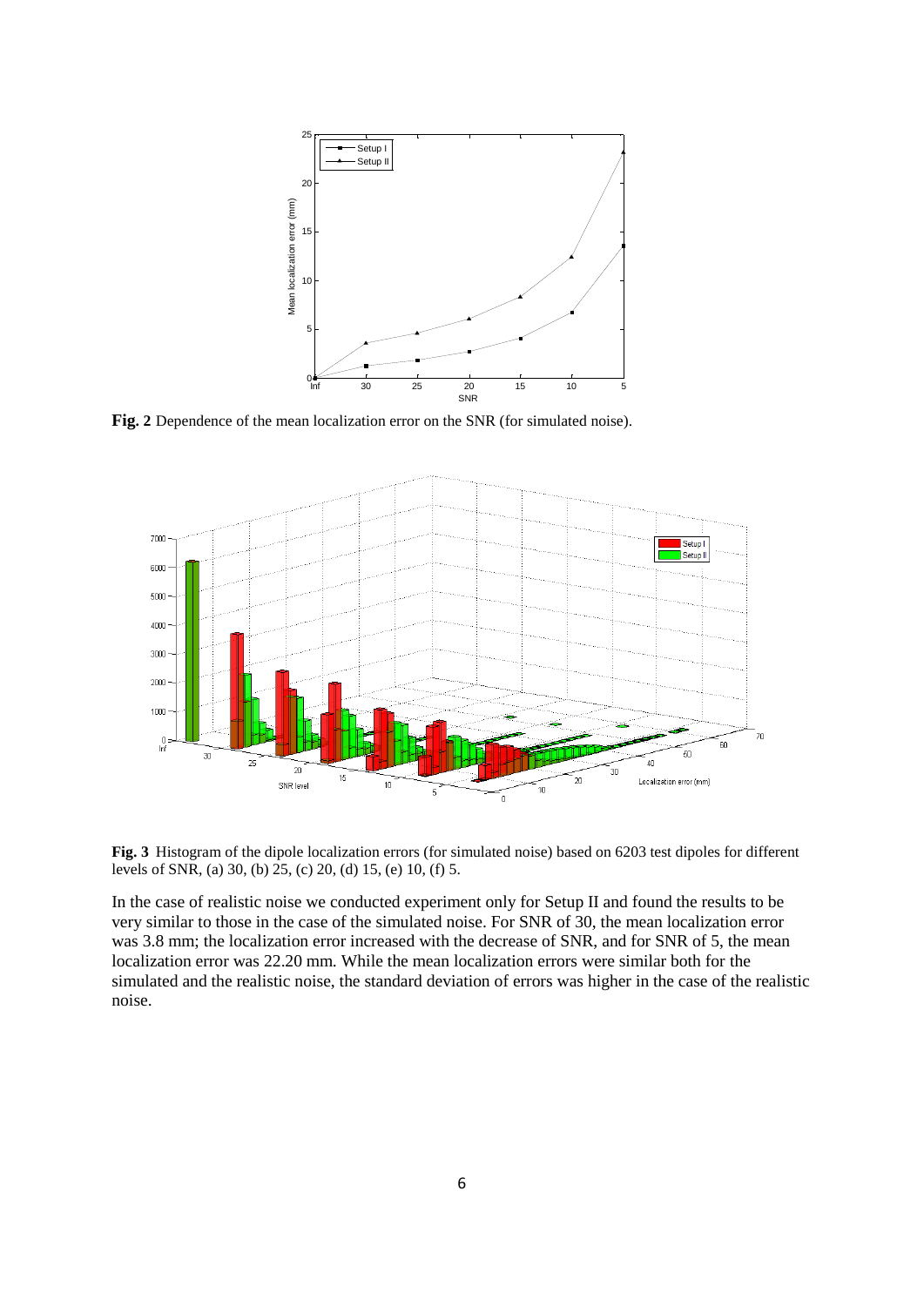**Fig. 2** Dependence of the mean localization error on the SNR (for simulated noise).

**Fig. 3** Histogram of the dipole localization errors (for simulated noise) based on 6203 test dipoles for different levels of SNR, (a) 30, (b) 25, (c) 20, (d) 15, (e) 10, (f) 5.

In the case of realistic noise we conducted experiment only for Setup II and found the results to be very similar to those in the case of the simulated noise. For SNR of 30, the mean localization error was 3.8 mm; the localization error increased with the decrease of SNR, and for SNR of 5, the mean localization error was 22.20 mm. While the mean localization errors were similar both for the simulated and the realistic noise, the standard deviation of errors was higher in the case of the realistic noise.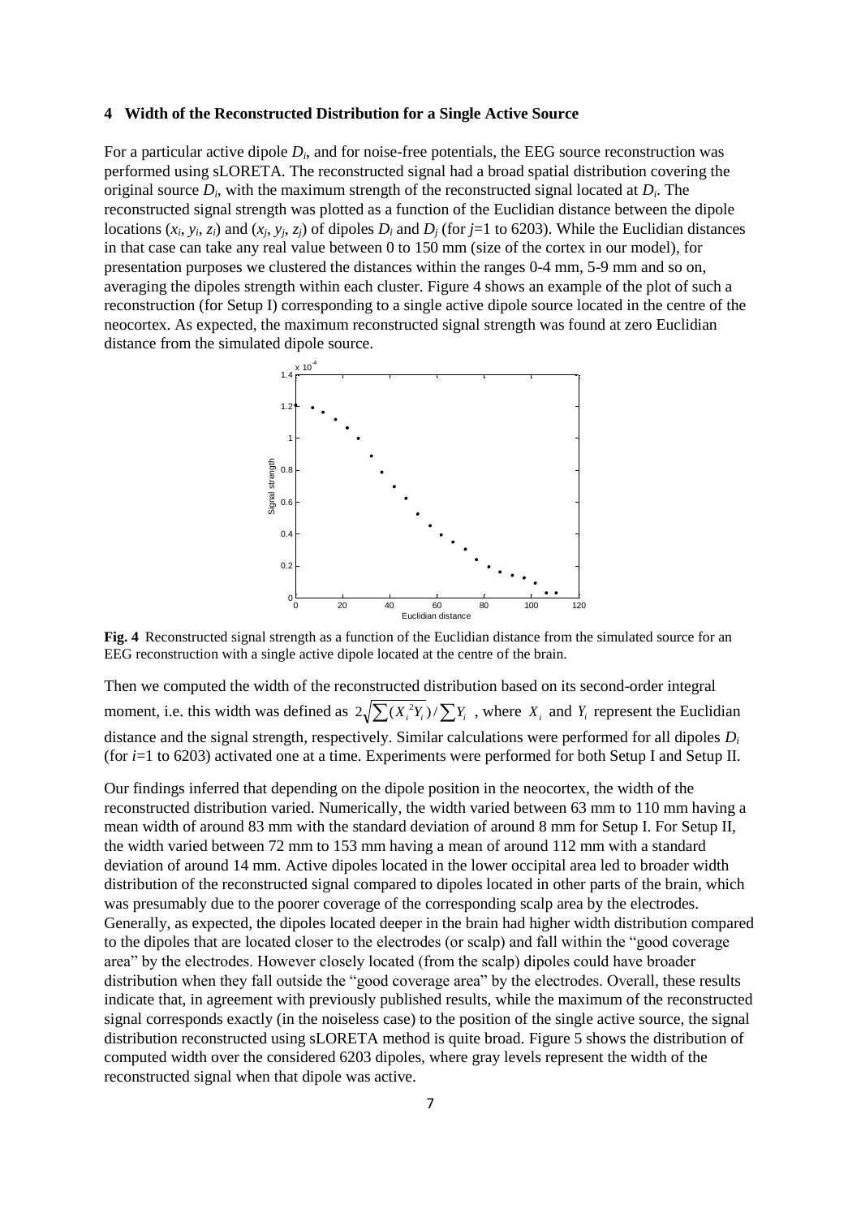### 4 Width of the Reconstructed Distribution for a Single Active Source

For a particular active dipole $D_i$, and for noise-free potentials, the EEG source reconstruction was performed using sLORETA. The reconstructed signal had a broad spatial distribution covering the original source $D_i$, with the maximum strength of the reconstructed signal located at $D_i$. The reconstructed signal strength was plotted as a function of the Euclidian distance between the dipole locations $(x_i, y_i, z_i)$ and $(x_j, y_j, z_j)$ of dipoles $D_i$ and $D_j$ (for $j$=1 to 6203). While the Euclidian distances in that case can take any real value between 0 to 150 mm (size of the cortex in our model), for presentation purposes we clustered the distances within the ranges 0-4 mm, 5-9 mm and so on, averaging the dipoles strength within each cluster. Figure 4 shows an example of the plot of such a reconstruction (for Setup I) corresponding to a single active dipole source located in the centre of the neocortex. As expected, the maximum reconstructed signal strength was found at zero Euclidian distance from the simulated dipole source.

**Fig. 4** Reconstructed signal strength as a function of the Euclidian distance from the simulated source for an EEG reconstruction with a single active dipole located at the centre of the brain.

Then we computed the width of the reconstructed distribution based on its second-order integral moment, i.e. this width was defined as $2\sqrt{\sum(X_i^2 Y_i)/\sum Y_i}$, where $X_i$ and $Y_i$ represent the Euclidian distance and the signal strength, respectively. Similar calculations were performed for all dipoles $D_i$ (for $i$=1 to 6203) activated one at a time. Experiments were performed for both Setup I and Setup II.

Our findings inferred that depending on the dipole position in the neocortex, the width of the reconstructed distribution varied. Numerically, the width varied between 63 mm to 110 mm having a mean width of around 83 mm with the standard deviation of around 8 mm for Setup I. For Setup II, the width varied between 72 mm to 153 mm having a mean of around 112 mm with a standard deviation of around 14 mm. Active dipoles located in the lower occipital area led to broader width distribution of the reconstructed signal compared to dipoles located in other parts of the brain, which was presumably due to the poorer coverage of the corresponding scalp area by the electrodes. Generally, as expected, the dipoles located deeper in the brain had higher width distribution compared to the dipoles that are located closer to the electrodes (or scalp) and fall within the "good coverage area" by the electrodes. However closely located (from the scalp) dipoles could have broader distribution when they fall outside the "good coverage area" by the electrodes. Overall, these results indicate that, in agreement with previously published results, while the maximum of the reconstructed signal corresponds exactly (in the noiseless case) to the position of the single active source, the signal distribution reconstructed using sLORETA method is quite broad. Figure 5 shows the distribution of computed width over the considered 6203 dipoles, where gray levels represent the width of the reconstructed signal when that dipole was active.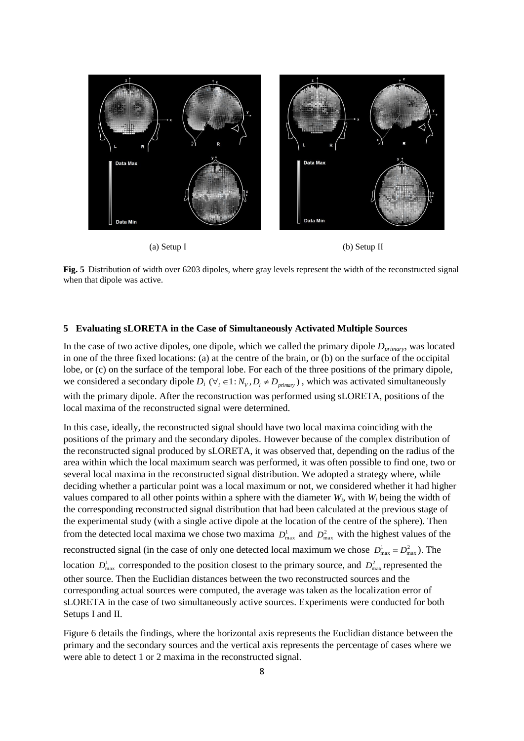(a) Setup I

(b) Setup II

**Fig. 5** Distribution of width over 6203 dipoles, where gray levels represent the width of the reconstructed signal when that dipole was active.

## 5 Evaluating sLORETA in the Case of Simultaneously Activated Multiple Sources

In the case of two active dipoles, one dipole, which we called the primary dipole $D_{primary}$, was located in one of the three fixed locations: (a) at the centre of the brain, or (b) on the surface of the occipital lobe, or (c) on the surface of the temporal lobe. For each of the three positions of the primary dipole, we considered a secondary dipole $D_i$ ($\forall_i \in 1 : N_V, D_i \neq D_{primary}$), which was activated simultaneously with the primary dipole. After the reconstruction was performed using sLORETA, positions of the local maxima of the reconstructed signal were determined.

In this case, ideally, the reconstructed signal should have two local maxima coinciding with the positions of the primary and the secondary dipoles. However because of the complex distribution of the reconstructed signal produced by sLORETA, it was observed that, depending on the radius of the area within which the local maximum search was performed, it was often possible to find one, two or several local maxima in the reconstructed signal distribution. We adopted a strategy where, while deciding whether a particular point was a local maximum or not, we considered whether it had higher values compared to all other points within a sphere with the diameter $W_i$, with $W_i$ being the width of the corresponding reconstructed signal distribution that had been calculated at the previous stage of the experimental study (with a single active dipole at the location of the centre of the sphere). Then from the detected local maxima we chose two maxima $D^1_{\max}$ and $D^2_{\max}$ with the highest values of the reconstructed signal (in the case of only one detected local maximum we chose $D^1_{\max} = D^2_{\max}$). The location $D^1_{\max}$ corresponded to the position closest to the primary source, and $D^2_{\max}$ represented the other source. Then the Euclidian distances between the two reconstructed sources and the corresponding actual sources were computed, the average was taken as the localization error of sLORETA in the case of two simultaneously active sources. Experiments were conducted for both Setups I and II.

Figure 6 details the findings, where the horizontal axis represents the Euclidian distance between the primary and the secondary sources and the vertical axis represents the percentage of cases where we were able to detect 1 or 2 maxima in the reconstructed signal.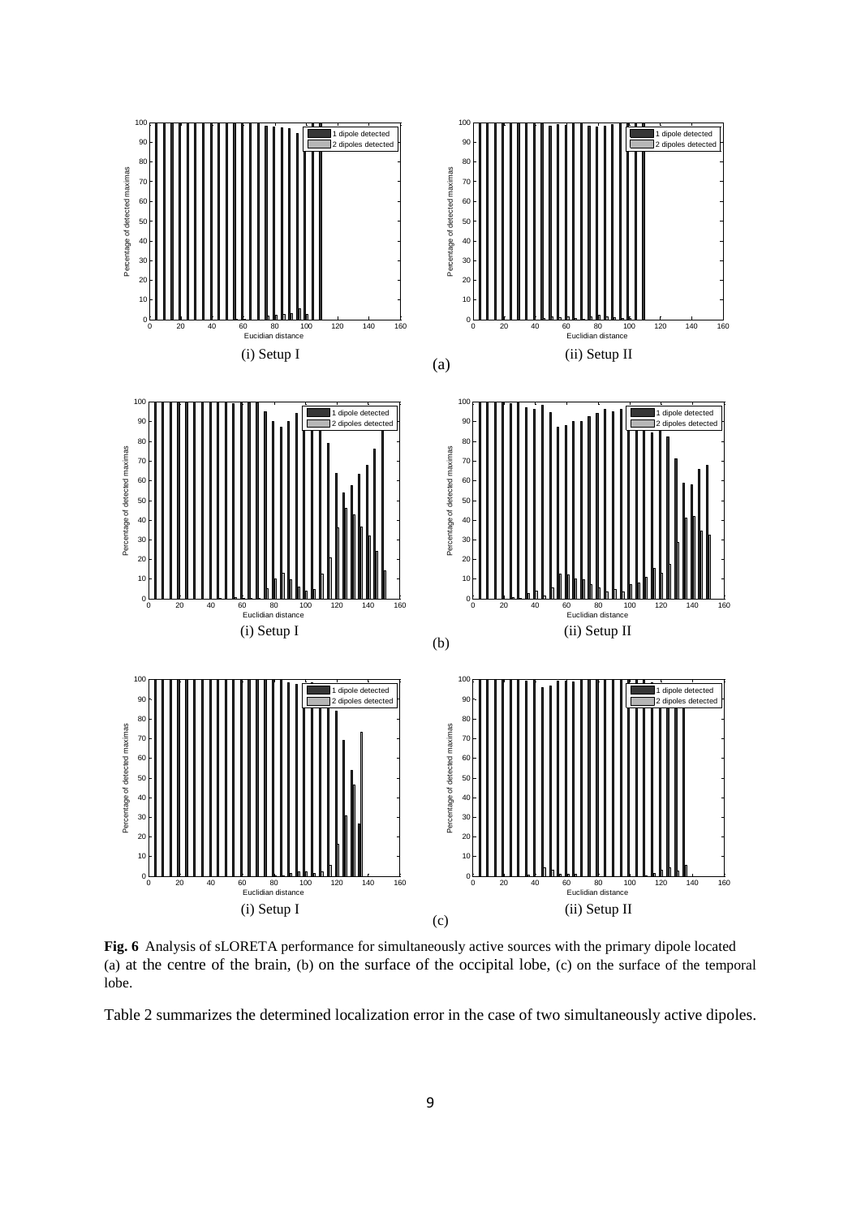**Fig. 6** Analysis of sLORETA performance for simultaneously active sources with the primary dipole located (a) at the centre of the brain, (b) on the surface of the occipital lobe, (c) on the surface of the temporal lobe.

Table 2 summarizes the determined localization error in the case of two simultaneously active dipoles.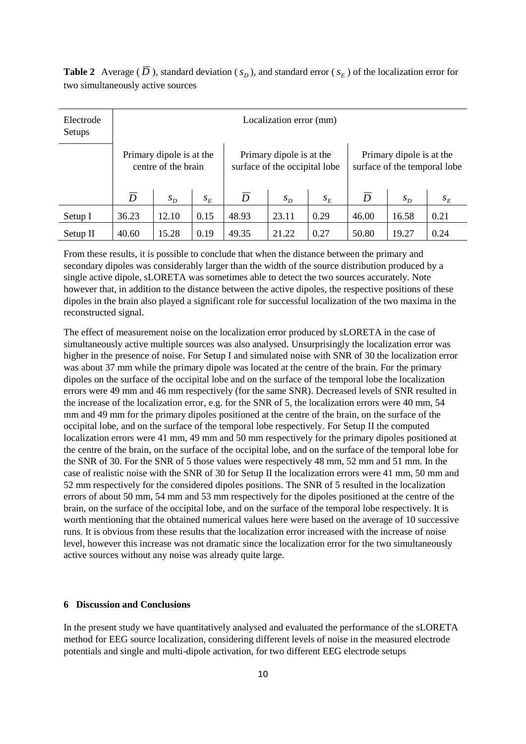**Table 2** Average ( $\overline{D}$ ), standard deviation ( $s_D$ ), and standard error ( $s_E$ ) of the localization error for two simultaneously active sources

| Electrode Setups | Localization error (mm) | | | | | | | | |
|---|---|---|---|---|---|---|---|---|---|
| | Primary dipole is at the centre of the brain | | | Primary dipole is at the surface of the occipital lobe | | | Primary dipole is at the surface of the temporal lobe | | |
| | $\overline{D}$ | $s_D$ | $s_E$ | $\overline{D}$ | $s_D$ | $s_E$ | $\overline{D}$ | $s_D$ | $s_E$ |
| Setup I | 36.23 | 12.10 | 0.15 | 48.93 | 23.11 | 0.29 | 46.00 | 16.58 | 0.21 |
| Setup II | 40.60 | 15.28 | 0.19 | 49.35 | 21.22 | 0.27 | 50.80 | 19.27 | 0.24 |

From these results, it is possible to conclude that when the distance between the primary and secondary dipoles was considerably larger than the width of the source distribution produced by a single active dipole, sLORETA was sometimes able to detect the two sources accurately. Note however that, in addition to the distance between the active dipoles, the respective positions of these dipoles in the brain also played a significant role for successful localization of the two maxima in the reconstructed signal.

The effect of measurement noise on the localization error produced by sLORETA in the case of simultaneously active multiple sources was also analysed. Unsurprisingly the localization error was higher in the presence of noise. For Setup I and simulated noise with SNR of 30 the localization error was about 37 mm while the primary dipole was located at the centre of the brain. For the primary dipoles on the surface of the occipital lobe and on the surface of the temporal lobe the localization errors were 49 mm and 46 mm respectively (for the same SNR). Decreased levels of SNR resulted in the increase of the localization error, e.g. for the SNR of 5, the localization errors were 40 mm, 54 mm and 49 mm for the primary dipoles positioned at the centre of the brain, on the surface of the occipital lobe, and on the surface of the temporal lobe respectively. For Setup II the computed localization errors were 41 mm, 49 mm and 50 mm respectively for the primary dipoles positioned at the centre of the brain, on the surface of the occipital lobe, and on the surface of the temporal lobe for the SNR of 30. For the SNR of 5 those values were respectively 48 mm, 52 mm and 51 mm. In the case of realistic noise with the SNR of 30 for Setup II the localization errors were 41 mm, 50 mm and 52 mm respectively for the considered dipoles positions. The SNR of 5 resulted in the localization errors of about 50 mm, 54 mm and 53 mm respectively for the dipoles positioned at the centre of the brain, on the surface of the occipital lobe, and on the surface of the temporal lobe respectively. It is worth mentioning that the obtained numerical values here were based on the average of 10 successive runs. It is obvious from these results that the localization error increased with the increase of noise level, however this increase was not dramatic since the localization error for the two simultaneously active sources without any noise was already quite large.

## 6 Discussion and Conclusions

In the present study we have quantitatively analysed and evaluated the performance of the sLORETA method for EEG source localization, considering different levels of noise in the measured electrode potentials and single and multi-dipole activation, for two different EEG electrode setups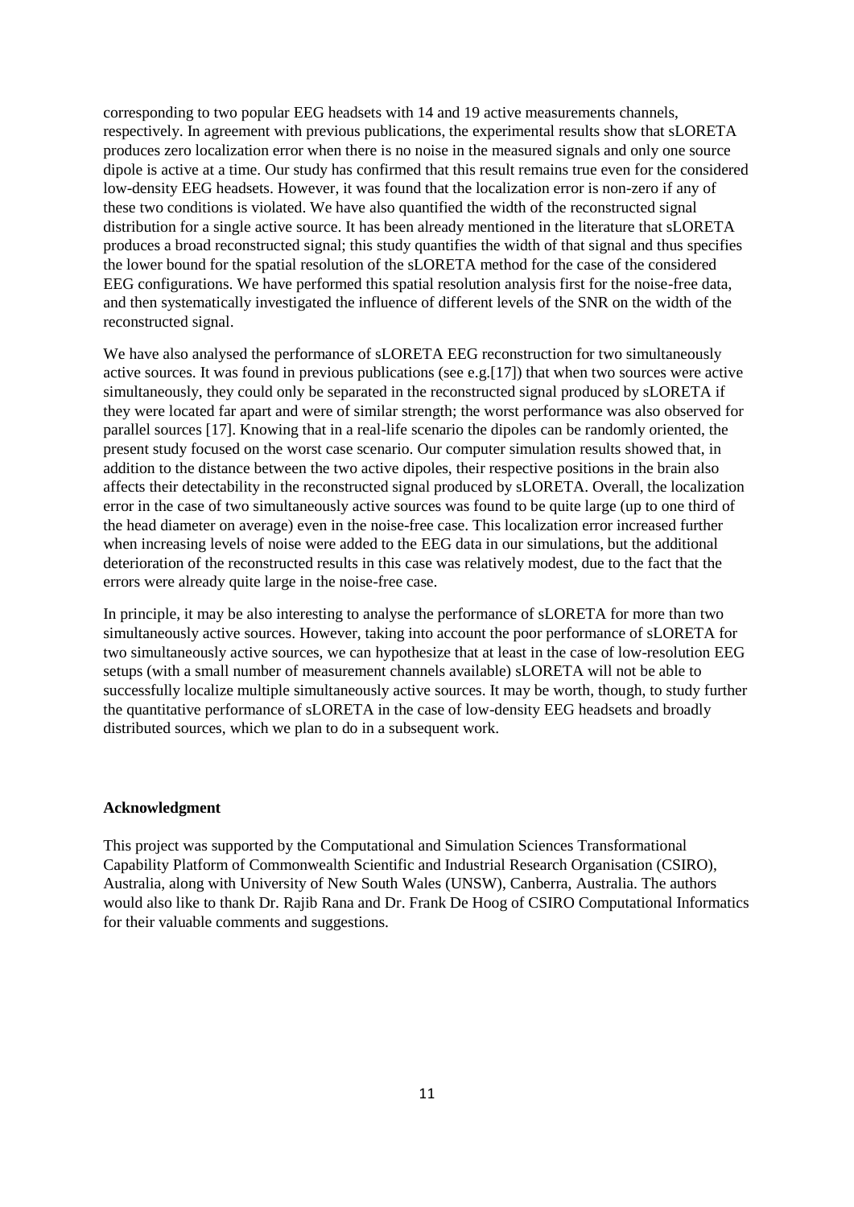corresponding to two popular EEG headsets with 14 and 19 active measurements channels, respectively. In agreement with previous publications, the experimental results show that sLORETA produces zero localization error when there is no noise in the measured signals and only one source dipole is active at a time. Our study has confirmed that this result remains true even for the considered low-density EEG headsets. However, it was found that the localization error is non-zero if any of these two conditions is violated. We have also quantified the width of the reconstructed signal distribution for a single active source. It has been already mentioned in the literature that sLORETA produces a broad reconstructed signal; this study quantifies the width of that signal and thus specifies the lower bound for the spatial resolution of the sLORETA method for the case of the considered EEG configurations. We have performed this spatial resolution analysis first for the noise-free data, and then systematically investigated the influence of different levels of the SNR on the width of the reconstructed signal.

We have also analysed the performance of sLORETA EEG reconstruction for two simultaneously active sources. It was found in previous publications (see e.g.[17]) that when two sources were active simultaneously, they could only be separated in the reconstructed signal produced by sLORETA if they were located far apart and were of similar strength; the worst performance was also observed for parallel sources [17]. Knowing that in a real-life scenario the dipoles can be randomly oriented, the present study focused on the worst case scenario. Our computer simulation results showed that, in addition to the distance between the two active dipoles, their respective positions in the brain also affects their detectability in the reconstructed signal produced by sLORETA. Overall, the localization error in the case of two simultaneously active sources was found to be quite large (up to one third of the head diameter on average) even in the noise-free case. This localization error increased further when increasing levels of noise were added to the EEG data in our simulations, but the additional deterioration of the reconstructed results in this case was relatively modest, due to the fact that the errors were already quite large in the noise-free case.

In principle, it may be also interesting to analyse the performance of sLORETA for more than two simultaneously active sources. However, taking into account the poor performance of sLORETA for two simultaneously active sources, we can hypothesize that at least in the case of low-resolution EEG setups (with a small number of measurement channels available) sLORETA will not be able to successfully localize multiple simultaneously active sources. It may be worth, though, to study further the quantitative performance of sLORETA in the case of low-density EEG headsets and broadly distributed sources, which we plan to do in a subsequent work.

**Acknowledgment**

This project was supported by the Computational and Simulation Sciences Transformational Capability Platform of Commonwealth Scientific and Industrial Research Organisation (CSIRO), Australia, along with University of New South Wales (UNSW), Canberra, Australia. The authors would also like to thank Dr. Rajib Rana and Dr. Frank De Hoog of CSIRO Computational Informatics for their valuable comments and suggestions.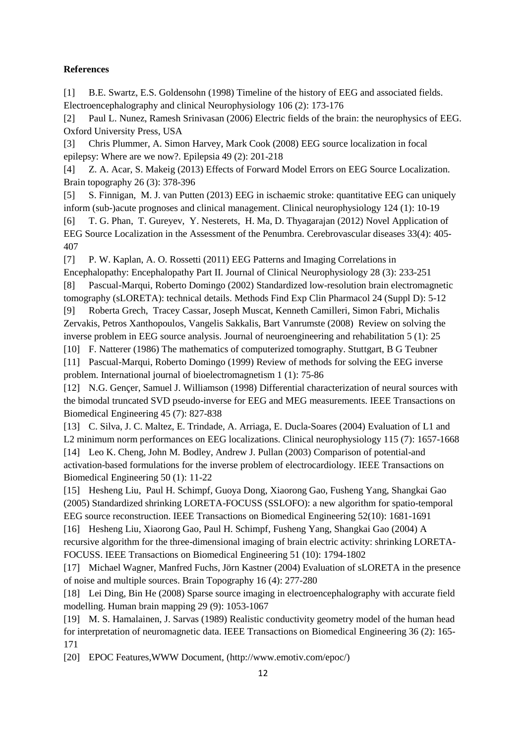**References**

[1] B.E. Swartz, E.S. Goldensohn (1998) Timeline of the history of EEG and associated fields. Electroencephalography and clinical Neurophysiology 106 (2): 173-176

[2] Paul L. Nunez, Ramesh Srinivasan (2006) Electric fields of the brain: the neurophysics of EEG. Oxford University Press, USA

[3] Chris Plummer, A. Simon Harvey, Mark Cook (2008) EEG source localization in focal epilepsy: Where are we now?. Epilepsia 49 (2): 201-218

[4] Z. A. Acar, S. Makeig (2013) Effects of Forward Model Errors on EEG Source Localization. Brain topography 26 (3): 378-396

[5] S. Finnigan, M. J. van Putten (2013) EEG in ischaemic stroke: quantitative EEG can uniquely inform (sub-)acute prognoses and clinical management. Clinical neurophysiology 124 (1): 10-19

[6] T. G. Phan, T. Gureyev, Y. Nesterets, H. Ma, D. Thyagarajan (2012) Novel Application of EEG Source Localization in the Assessment of the Penumbra. Cerebrovascular diseases 33(4): 405-407

[7] P. W. Kaplan, A. O. Rossetti (2011) EEG Patterns and Imaging Correlations in Encephalopathy: Encephalopathy Part II. Journal of Clinical Neurophysiology 28 (3): 233-251

[8] Pascual-Marqui, Roberto Domingo (2002) Standardized low-resolution brain electromagnetic tomography (sLORETA): technical details. Methods Find Exp Clin Pharmacol 24 (Suppl D): 5-12

[9] Roberta Grech, Tracey Cassar, Joseph Muscat, Kenneth Camilleri, Simon Fabri, Michalis Zervakis, Petros Xanthopoulos, Vangelis Sakkalis, Bart Vanrumste (2008) Review on solving the inverse problem in EEG source analysis. Journal of neuroengineering and rehabilitation 5 (1): 25

[10] F. Natterer (1986) The mathematics of computerized tomography. Stuttgart, B G Teubner

[11] Pascual-Marqui, Roberto Domingo (1999) Review of methods for solving the EEG inverse problem. International journal of bioelectromagnetism 1 (1): 75-86

[12] N.G. Gençer, Samuel J. Williamson (1998) Differential characterization of neural sources with the bimodal truncated SVD pseudo-inverse for EEG and MEG measurements. IEEE Transactions on Biomedical Engineering 45 (7): 827-838

[13] C. Silva, J. C. Maltez, E. Trindade, A. Arriaga, E. Ducla-Soares (2004) Evaluation of L1 and L2 minimum norm performances on EEG localizations. Clinical neurophysiology 115 (7): 1657-1668

[14] Leo K. Cheng, John M. Bodley, Andrew J. Pullan (2003) Comparison of potential-and activation-based formulations for the inverse problem of electrocardiology. IEEE Transactions on Biomedical Engineering 50 (1): 11-22

[15] Hesheng Liu, Paul H. Schimpf, Guoya Dong, Xiaorong Gao, Fusheng Yang, Shangkai Gao (2005) Standardized shrinking LORETA-FOCUSS (SSLOFO): a new algorithm for spatio-temporal EEG source reconstruction. IEEE Transactions on Biomedical Engineering 52(10): 1681-1691

[16] Hesheng Liu, Xiaorong Gao, Paul H. Schimpf, Fusheng Yang, Shangkai Gao (2004) A recursive algorithm for the three-dimensional imaging of brain electric activity: shrinking LORETA-FOCUSS. IEEE Transactions on Biomedical Engineering 51 (10): 1794-1802

[17] Michael Wagner, Manfred Fuchs, Jörn Kastner (2004) Evaluation of sLORETA in the presence of noise and multiple sources. Brain Topography 16 (4): 277-280

[18] Lei Ding, Bin He (2008) Sparse source imaging in electroencephalography with accurate field modelling. Human brain mapping 29 (9): 1053-1067

[19] M. S. Hamalainen, J. Sarvas (1989) Realistic conductivity geometry model of the human head for interpretation of neuromagnetic data. IEEE Transactions on Biomedical Engineering 36 (2): 165-171

[20] EPOC Features,WWW Document, (http://www.emotiv.com/epoc/)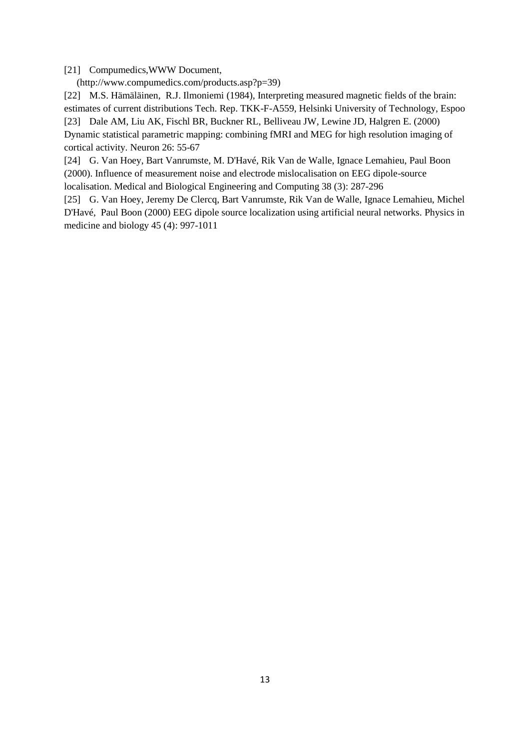[21] Compumedics,WWW Document,
(http://www.compumedics.com/products.asp?p=39)

[22] M.S. Hämäläinen, R.J. Ilmoniemi (1984), Interpreting measured magnetic fields of the brain: estimates of current distributions Tech. Rep. TKK-F-A559, Helsinki University of Technology, Espoo

[23] Dale AM, Liu AK, Fischl BR, Buckner RL, Belliveau JW, Lewine JD, Halgren E. (2000) Dynamic statistical parametric mapping: combining fMRI and MEG for high resolution imaging of cortical activity. Neuron 26: 55-67

[24] G. Van Hoey, Bart Vanrumste, M. D'Havé, Rik Van de Walle, Ignace Lemahieu, Paul Boon (2000). Influence of measurement noise and electrode mislocalisation on EEG dipole-source localisation. Medical and Biological Engineering and Computing 38 (3): 287-296

[25] G. Van Hoey, Jeremy De Clercq, Bart Vanrumste, Rik Van de Walle, Ignace Lemahieu, Michel D'Havé, Paul Boon (2000) EEG dipole source localization using artificial neural networks. Physics in medicine and biology 45 (4): 997-1011